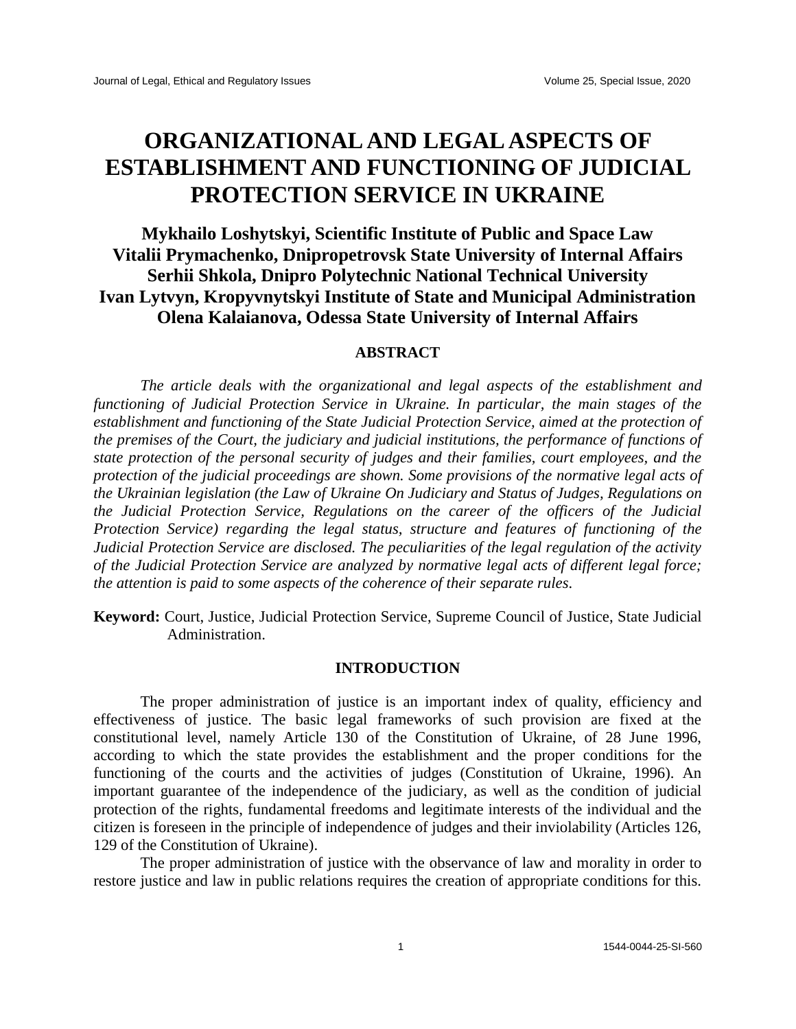# ORGANIZATIONAL AND LEGAL ASPECTS OF ESTABLISHMENT AND FUNCTIONING OF JUDICIAL PROTECTION SERVICE IN UKRAINE

**Mykhailo Loshytskyi, Scientific Institute of Public and Space Law**
**Vitalii Prymachenko, Dnipropetrovsk State University of Internal Affairs**
**Serhii Shkola, Dnipro Polytechnic National Technical University**
**Ivan Lytvyn, Kropyvnytskyi Institute of State and Municipal Administration**
**Olena Kalaianova, Odessa State University of Internal Affairs**

## ABSTRACT

*The article deals with the organizational and legal aspects of the establishment and functioning of Judicial Protection Service in Ukraine. In particular, the main stages of the establishment and functioning of the State Judicial Protection Service, aimed at the protection of the premises of the Court, the judiciary and judicial institutions, the performance of functions of state protection of the personal security of judges and their families, court employees, and the protection of the judicial proceedings are shown. Some provisions of the normative legal acts of the Ukrainian legislation (the Law of Ukraine On Judiciary and Status of Judges, Regulations on the Judicial Protection Service, Regulations on the career of the officers of the Judicial Protection Service) regarding the legal status, structure and features of functioning of the Judicial Protection Service are disclosed. The peculiarities of the legal regulation of the activity of the Judicial Protection Service are analyzed by normative legal acts of different legal force; the attention is paid to some aspects of the coherence of their separate rules.*

**Keyword:** Court, Justice, Judicial Protection Service, Supreme Council of Justice, State Judicial Administration.

## INTRODUCTION

The proper administration of justice is an important index of quality, efficiency and effectiveness of justice. The basic legal frameworks of such provision are fixed at the constitutional level, namely Article 130 of the Constitution of Ukraine, of 28 June 1996, according to which the state provides the establishment and the proper conditions for the functioning of the courts and the activities of judges (Constitution of Ukraine, 1996). An important guarantee of the independence of the judiciary, as well as the condition of judicial protection of the rights, fundamental freedoms and legitimate interests of the individual and the citizen is foreseen in the principle of independence of judges and their inviolability (Articles 126, 129 of the Constitution of Ukraine).

The proper administration of justice with the observance of law and morality in order to restore justice and law in public relations requires the creation of appropriate conditions for this.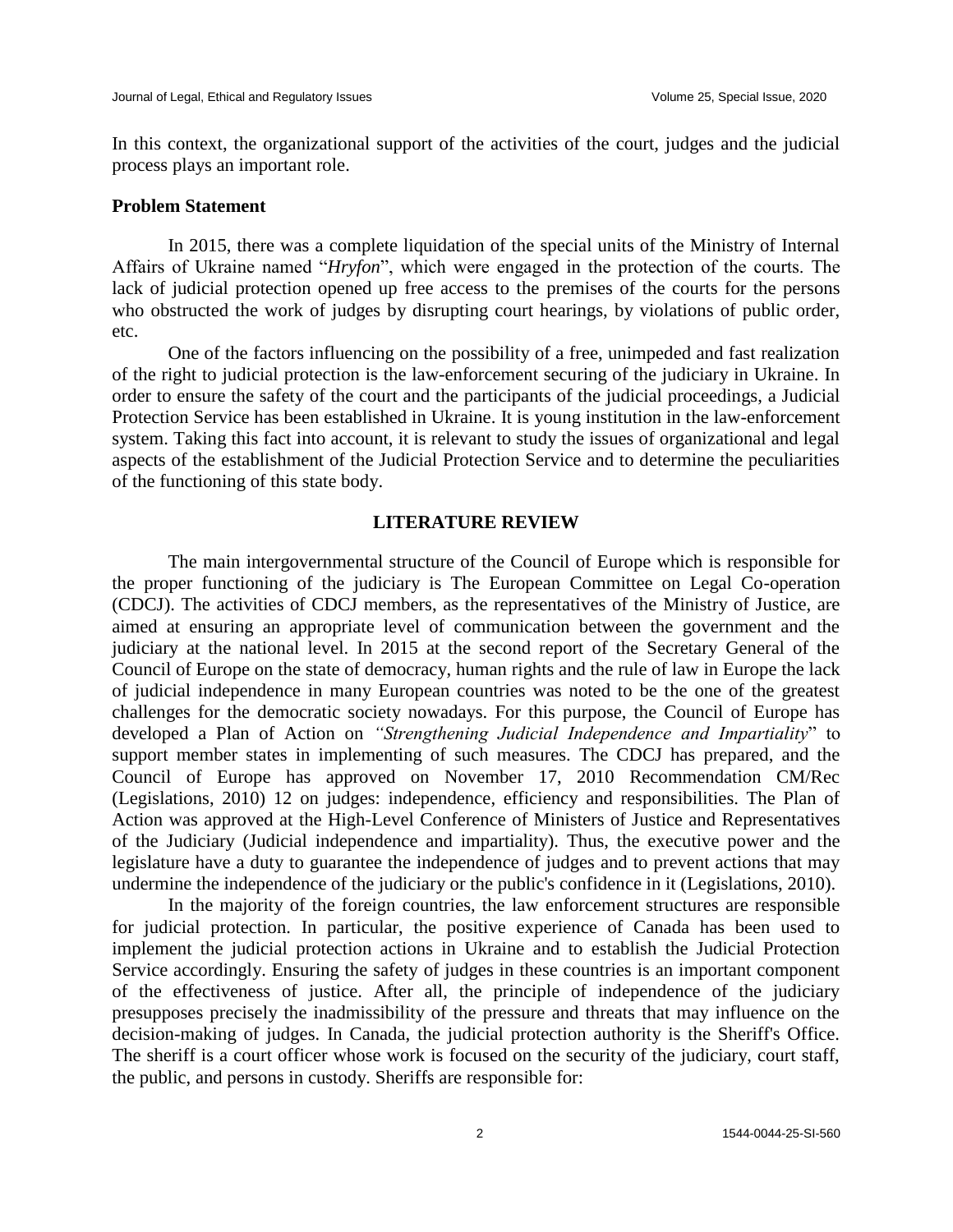In this context, the organizational support of the activities of the court, judges and the judicial process plays an important role.

## Problem Statement

In 2015, there was a complete liquidation of the special units of the Ministry of Internal Affairs of Ukraine named "*Hryfon*", which were engaged in the protection of the courts. The lack of judicial protection opened up free access to the premises of the courts for the persons who obstructed the work of judges by disrupting court hearings, by violations of public order, etc.

One of the factors influencing on the possibility of a free, unimpeded and fast realization of the right to judicial protection is the law-enforcement securing of the judiciary in Ukraine. In order to ensure the safety of the court and the participants of the judicial proceedings, a Judicial Protection Service has been established in Ukraine. It is young institution in the law-enforcement system. Taking this fact into account, it is relevant to study the issues of organizational and legal aspects of the establishment of the Judicial Protection Service and to determine the peculiarities of the functioning of this state body.

## LITERATURE REVIEW

The main intergovernmental structure of the Council of Europe which is responsible for the proper functioning of the judiciary is The European Committee on Legal Co-operation (CDCJ). The activities of CDCJ members, as the representatives of the Ministry of Justice, are aimed at ensuring an appropriate level of communication between the government and the judiciary at the national level. In 2015 at the second report of the Secretary General of the Council of Europe on the state of democracy, human rights and the rule of law in Europe the lack of judicial independence in many European countries was noted to be the one of the greatest challenges for the democratic society nowadays. For this purpose, the Council of Europe has developed a Plan of Action on *"Strengthening Judicial Independence and Impartiality*" to support member states in implementing of such measures. The CDCJ has prepared, and the Council of Europe has approved on November 17, 2010 Recommendation CM/Rec (Legislations, 2010) 12 on judges: independence, efficiency and responsibilities. The Plan of Action was approved at the High-Level Conference of Ministers of Justice and Representatives of the Judiciary (Judicial independence and impartiality). Thus, the executive power and the legislature have a duty to guarantee the independence of judges and to prevent actions that may undermine the independence of the judiciary or the public's confidence in it (Legislations, 2010).

In the majority of the foreign countries, the law enforcement structures are responsible for judicial protection. In particular, the positive experience of Canada has been used to implement the judicial protection actions in Ukraine and to establish the Judicial Protection Service accordingly. Ensuring the safety of judges in these countries is an important component of the effectiveness of justice. After all, the principle of independence of the judiciary presupposes precisely the inadmissibility of the pressure and threats that may influence on the decision-making of judges. In Canada, the judicial protection authority is the Sheriff's Office. The sheriff is a court officer whose work is focused on the security of the judiciary, court staff, the public, and persons in custody. Sheriffs are responsible for: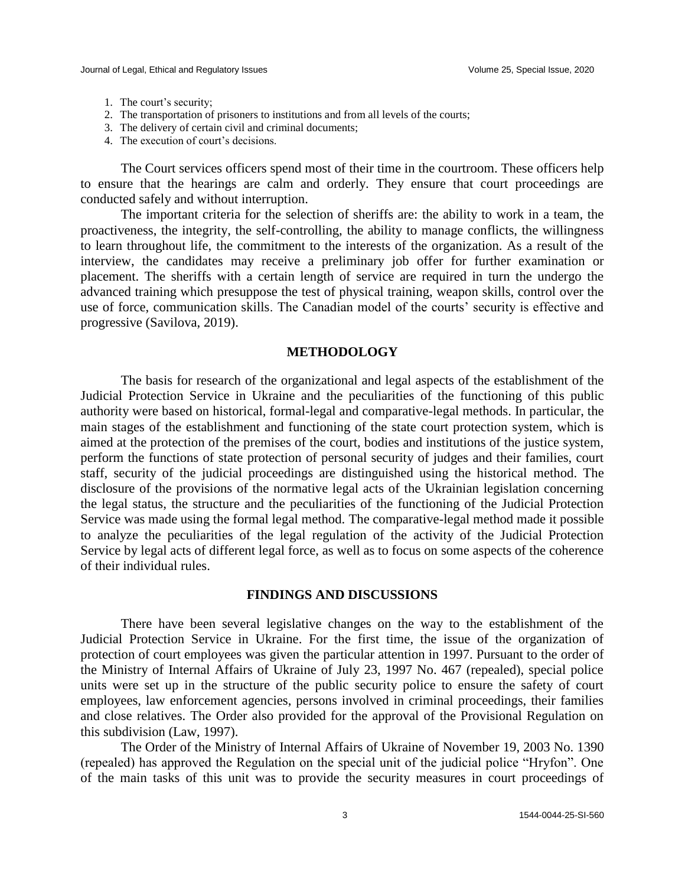1. The court's security;
2. The transportation of prisoners to institutions and from all levels of the courts;
3. The delivery of certain civil and criminal documents;
4. The execution of court's decisions.

The Court services officers spend most of their time in the courtroom. These officers help to ensure that the hearings are calm and orderly. They ensure that court proceedings are conducted safely and without interruption.

The important criteria for the selection of sheriffs are: the ability to work in a team, the proactiveness, the integrity, the self-controlling, the ability to manage conflicts, the willingness to learn throughout life, the commitment to the interests of the organization. As a result of the interview, the candidates may receive a preliminary job offer for further examination or placement. The sheriffs with a certain length of service are required in turn the undergo the advanced training which presuppose the test of physical training, weapon skills, control over the use of force, communication skills. The Canadian model of the courts' security is effective and progressive (Savilova, 2019).

## METHODOLOGY

The basis for research of the organizational and legal aspects of the establishment of the Judicial Protection Service in Ukraine and the peculiarities of the functioning of this public authority were based on historical, formal-legal and comparative-legal methods. In particular, the main stages of the establishment and functioning of the state court protection system, which is aimed at the protection of the premises of the court, bodies and institutions of the justice system, perform the functions of state protection of personal security of judges and their families, court staff, security of the judicial proceedings are distinguished using the historical method. The disclosure of the provisions of the normative legal acts of the Ukrainian legislation concerning the legal status, the structure and the peculiarities of the functioning of the Judicial Protection Service was made using the formal legal method. The comparative-legal method made it possible to analyze the peculiarities of the legal regulation of the activity of the Judicial Protection Service by legal acts of different legal force, as well as to focus on some aspects of the coherence of their individual rules.

## FINDINGS AND DISCUSSIONS

There have been several legislative changes on the way to the establishment of the Judicial Protection Service in Ukraine. For the first time, the issue of the organization of protection of court employees was given the particular attention in 1997. Pursuant to the order of the Ministry of Internal Affairs of Ukraine of July 23, 1997 No. 467 (repealed), special police units were set up in the structure of the public security police to ensure the safety of court employees, law enforcement agencies, persons involved in criminal proceedings, their families and close relatives. The Order also provided for the approval of the Provisional Regulation on this subdivision (Law, 1997).

The Order of the Ministry of Internal Affairs of Ukraine of November 19, 2003 No. 1390 (repealed) has approved the Regulation on the special unit of the judicial police "Hryfon". One of the main tasks of this unit was to provide the security measures in court proceedings of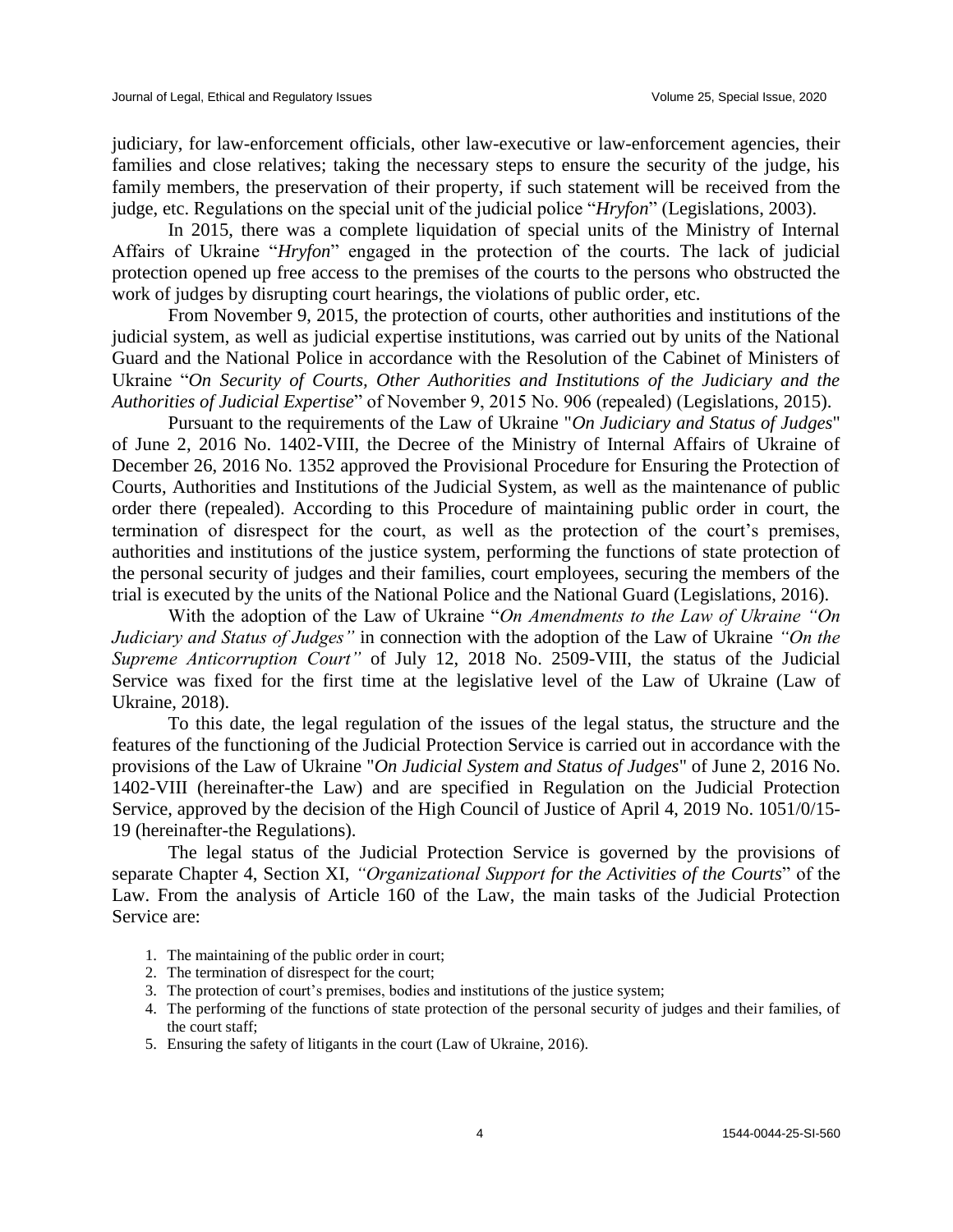judiciary, for law-enforcement officials, other law-executive or law-enforcement agencies, their families and close relatives; taking the necessary steps to ensure the security of the judge, his family members, the preservation of their property, if such statement will be received from the judge, etc. Regulations on the special unit of the judicial police "*Hryfon*" (Legislations, 2003).

In 2015, there was a complete liquidation of special units of the Ministry of Internal Affairs of Ukraine "*Hryfon*" engaged in the protection of the courts. The lack of judicial protection opened up free access to the premises of the courts to the persons who obstructed the work of judges by disrupting court hearings, the violations of public order, etc.

From November 9, 2015, the protection of courts, other authorities and institutions of the judicial system, as well as judicial expertise institutions, was carried out by units of the National Guard and the National Police in accordance with the Resolution of the Cabinet of Ministers of Ukraine "*On Security of Courts, Other Authorities and Institutions of the Judiciary and the Authorities of Judicial Expertise*" of November 9, 2015 No. 906 (repealed) (Legislations, 2015).

Pursuant to the requirements of the Law of Ukraine "*On Judiciary and Status of Judges*" of June 2, 2016 No. 1402-VIII, the Decree of the Ministry of Internal Affairs of Ukraine of December 26, 2016 No. 1352 approved the Provisional Procedure for Ensuring the Protection of Courts, Authorities and Institutions of the Judicial System, as well as the maintenance of public order there (repealed). According to this Procedure of maintaining public order in court, the termination of disrespect for the court, as well as the protection of the court's premises, authorities and institutions of the justice system, performing the functions of state protection of the personal security of judges and their families, court employees, securing the members of the trial is executed by the units of the National Police and the National Guard (Legislations, 2016).

With the adoption of the Law of Ukraine "*On Amendments to the Law of Ukraine "On Judiciary and Status of Judges"* in connection with the adoption of the Law of Ukraine *"On the Supreme Anticorruption Court"* of July 12, 2018 No. 2509-VIII, the status of the Judicial Service was fixed for the first time at the legislative level of the Law of Ukraine (Law of Ukraine, 2018).

To this date, the legal regulation of the issues of the legal status, the structure and the features of the functioning of the Judicial Protection Service is carried out in accordance with the provisions of the Law of Ukraine "*On Judicial System and Status of Judges*" of June 2, 2016 No. 1402-VIII (hereinafter-the Law) and are specified in Regulation on the Judicial Protection Service, approved by the decision of the High Council of Justice of April 4, 2019 No. 1051/0/15-19 (hereinafter-the Regulations).

The legal status of the Judicial Protection Service is governed by the provisions of separate Chapter 4, Section XI, *"Organizational Support for the Activities of the Courts*" of the Law. From the analysis of Article 160 of the Law, the main tasks of the Judicial Protection Service are:

1. The maintaining of the public order in court;
2. The termination of disrespect for the court;
3. The protection of court's premises, bodies and institutions of the justice system;
4. The performing of the functions of state protection of the personal security of judges and their families, of the court staff;
5. Ensuring the safety of litigants in the court (Law of Ukraine, 2016).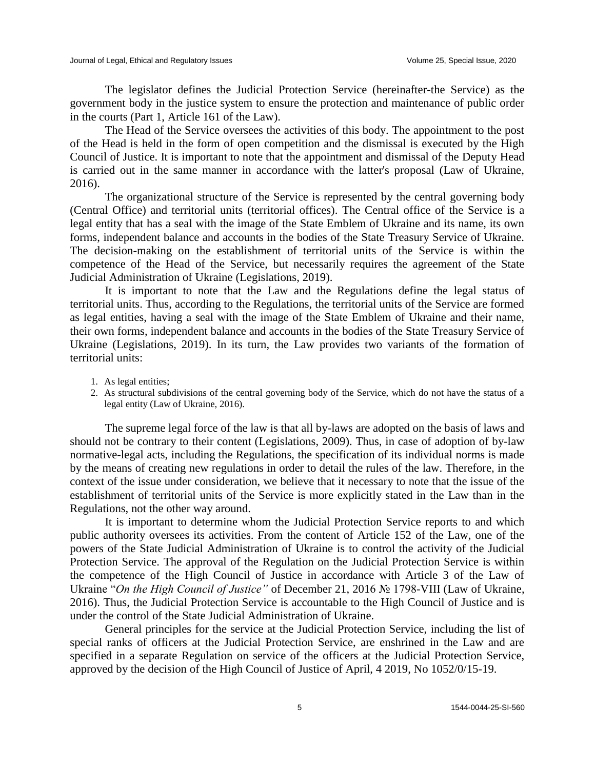The legislator defines the Judicial Protection Service (hereinafter-the Service) as the government body in the justice system to ensure the protection and maintenance of public order in the courts (Part 1, Article 161 of the Law).

The Head of the Service oversees the activities of this body. The appointment to the post of the Head is held in the form of open competition and the dismissal is executed by the High Council of Justice. It is important to note that the appointment and dismissal of the Deputy Head is carried out in the same manner in accordance with the latter's proposal (Law of Ukraine, 2016).

The organizational structure of the Service is represented by the central governing body (Central Office) and territorial units (territorial offices). The Central office of the Service is a legal entity that has a seal with the image of the State Emblem of Ukraine and its name, its own forms, independent balance and accounts in the bodies of the State Treasury Service of Ukraine. The decision-making on the establishment of territorial units of the Service is within the competence of the Head of the Service, but necessarily requires the agreement of the State Judicial Administration of Ukraine (Legislations, 2019).

It is important to note that the Law and the Regulations define the legal status of territorial units. Thus, according to the Regulations, the territorial units of the Service are formed as legal entities, having a seal with the image of the State Emblem of Ukraine and their name, their own forms, independent balance and accounts in the bodies of the State Treasury Service of Ukraine (Legislations, 2019). In its turn, the Law provides two variants of the formation of territorial units:

1. As legal entities;
2. As structural subdivisions of the central governing body of the Service, which do not have the status of a legal entity (Law of Ukraine, 2016).

The supreme legal force of the law is that all by-laws are adopted on the basis of laws and should not be contrary to their content (Legislations, 2009). Thus, in case of adoption of by-law normative-legal acts, including the Regulations, the specification of its individual norms is made by the means of creating new regulations in order to detail the rules of the law. Therefore, in the context of the issue under consideration, we believe that it necessary to note that the issue of the establishment of territorial units of the Service is more explicitly stated in the Law than in the Regulations, not the other way around.

It is important to determine whom the Judicial Protection Service reports to and which public authority oversees its activities. From the content of Article 152 of the Law, one of the powers of the State Judicial Administration of Ukraine is to control the activity of the Judicial Protection Service. The approval of the Regulation on the Judicial Protection Service is within the competence of the High Council of Justice in accordance with Article 3 of the Law of Ukraine "*On the High Council of Justice"* of December 21, 2016 № 1798-VIII (Law of Ukraine, 2016). Thus, the Judicial Protection Service is accountable to the High Council of Justice and is under the control of the State Judicial Administration of Ukraine.

General principles for the service at the Judicial Protection Service, including the list of special ranks of officers at the Judicial Protection Service, are enshrined in the Law and are specified in a separate Regulation on service of the officers at the Judicial Protection Service, approved by the decision of the High Council of Justice of April, 4 2019, No 1052/0/15-19.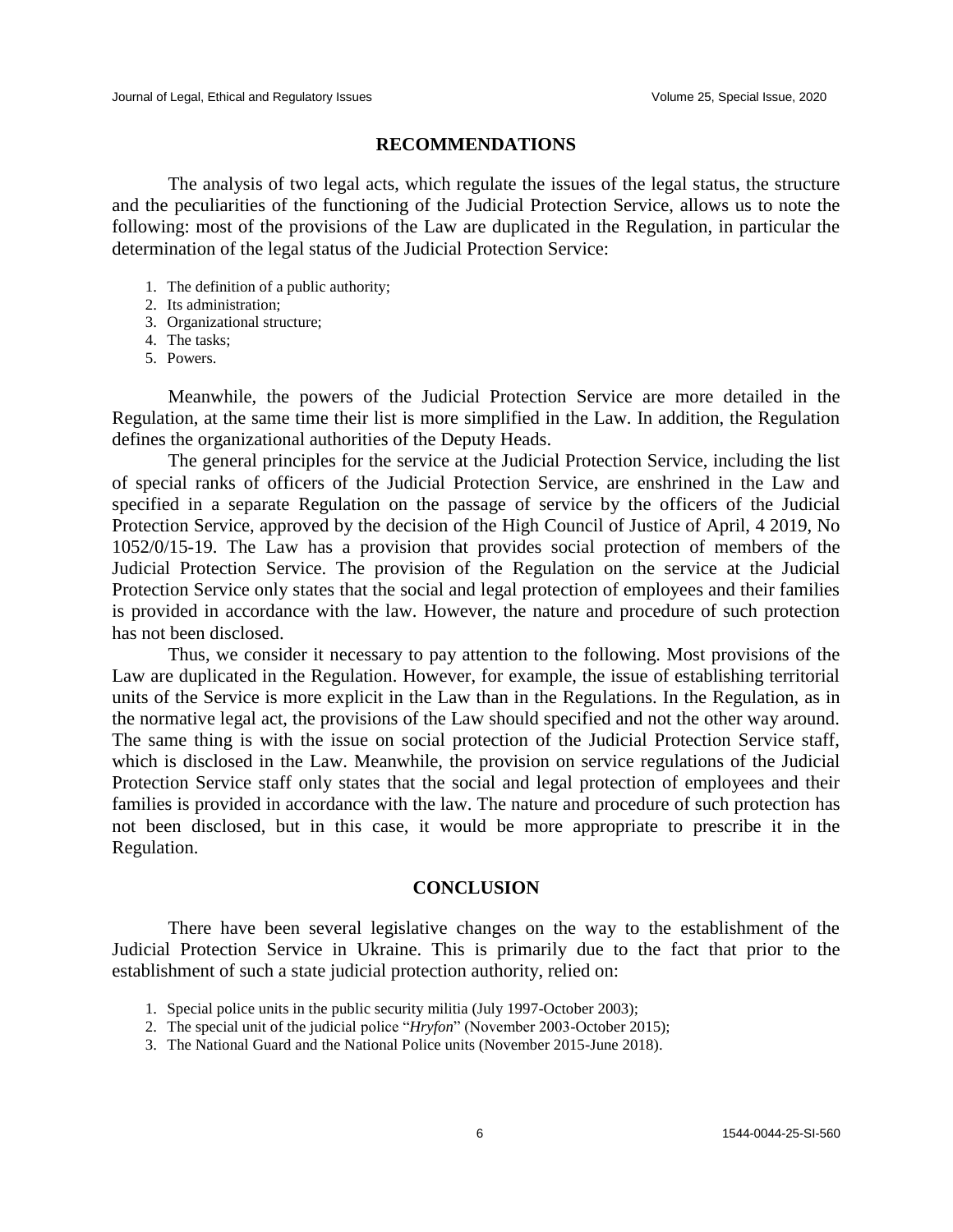## RECOMMENDATIONS

The analysis of two legal acts, which regulate the issues of the legal status, the structure and the peculiarities of the functioning of the Judicial Protection Service, allows us to note the following: most of the provisions of the Law are duplicated in the Regulation, in particular the determination of the legal status of the Judicial Protection Service:

1. The definition of a public authority;
2. Its administration;
3. Organizational structure;
4. The tasks;
5. Powers.

Meanwhile, the powers of the Judicial Protection Service are more detailed in the Regulation, at the same time their list is more simplified in the Law. In addition, the Regulation defines the organizational authorities of the Deputy Heads.

The general principles for the service at the Judicial Protection Service, including the list of special ranks of officers of the Judicial Protection Service, are enshrined in the Law and specified in a separate Regulation on the passage of service by the officers of the Judicial Protection Service, approved by the decision of the High Council of Justice of April, 4 2019, No 1052/0/15-19. The Law has a provision that provides social protection of members of the Judicial Protection Service. The provision of the Regulation on the service at the Judicial Protection Service only states that the social and legal protection of employees and their families is provided in accordance with the law. However, the nature and procedure of such protection has not been disclosed.

Thus, we consider it necessary to pay attention to the following. Most provisions of the Law are duplicated in the Regulation. However, for example, the issue of establishing territorial units of the Service is more explicit in the Law than in the Regulations. In the Regulation, as in the normative legal act, the provisions of the Law should specified and not the other way around. The same thing is with the issue on social protection of the Judicial Protection Service staff, which is disclosed in the Law. Meanwhile, the provision on service regulations of the Judicial Protection Service staff only states that the social and legal protection of employees and their families is provided in accordance with the law. The nature and procedure of such protection has not been disclosed, but in this case, it would be more appropriate to prescribe it in the Regulation.

## CONCLUSION

There have been several legislative changes on the way to the establishment of the Judicial Protection Service in Ukraine. This is primarily due to the fact that prior to the establishment of such a state judicial protection authority, relied on:

1. Special police units in the public security militia (July 1997-October 2003);
2. The special unit of the judicial police "*Hryfon*" (November 2003-October 2015);
3. The National Guard and the National Police units (November 2015-June 2018).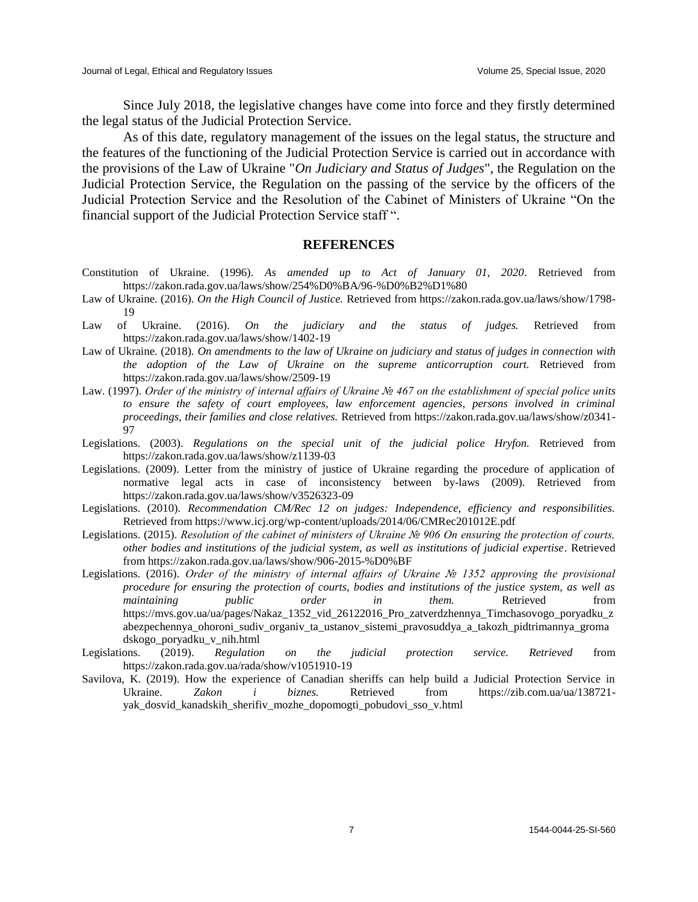Since July 2018, the legislative changes have come into force and they firstly determined the legal status of the Judicial Protection Service.

As of this date, regulatory management of the issues on the legal status, the structure and the features of the functioning of the Judicial Protection Service is carried out in accordance with the provisions of the Law of Ukraine "*On Judiciary and Status of Judges*", the Regulation on the Judicial Protection Service, the Regulation on the passing of the service by the officers of the Judicial Protection Service and the Resolution of the Cabinet of Ministers of Ukraine "On the financial support of the Judicial Protection Service staff ".

## REFERENCES

Constitution of Ukraine. (1996). *As amended up to Act of January 01, 2020*. Retrieved from https://zakon.rada.gov.ua/laws/show/254%D0%BA/96-%D0%B2%D1%80

Law of Ukraine. (2016). *On the High Council of Justice.* Retrieved from https://zakon.rada.gov.ua/laws/show/1798-19

Law of Ukraine. (2016). *On the judiciary and the status of judges.* Retrieved from https://zakon.rada.gov.ua/laws/show/1402-19

Law of Ukraine. (2018). *On amendments to the law of Ukraine on judiciary and status of judges in connection with the adoption of the Law of Ukraine on the supreme anticorruption court.* Retrieved from https://zakon.rada.gov.ua/laws/show/2509-19

Law. (1997). *Order of the ministry of internal affairs of Ukraine № 467 on the establishment of special police units to ensure the safety of court employees, law enforcement agencies, persons involved in criminal proceedings, their families and close relatives.* Retrieved from https://zakon.rada.gov.ua/laws/show/z0341-97

Legislations. (2003). *Regulations on the special unit of the judicial police Hryfon.* Retrieved from https://zakon.rada.gov.ua/laws/show/z1139-03

Legislations. (2009). Letter from the ministry of justice of Ukraine regarding the procedure of application of normative legal acts in case of inconsistency between by-laws (2009). Retrieved from https://zakon.rada.gov.ua/laws/show/v3526323-09

Legislations. (2010). *Recommendation CM/Rec 12 on judges: Independence, efficiency and responsibilities.* Retrieved from https://www.icj.org/wp-content/uploads/2014/06/CMRec201012E.pdf

Legislations. (2015). *Resolution of the cabinet of ministers of Ukraine № 906 On ensuring the protection of courts, other bodies and institutions of the judicial system, as well as institutions of judicial expertise*. Retrieved from https://zakon.rada.gov.ua/laws/show/906-2015-%D0%BF

Legislations. (2016). *Order of the ministry of internal affairs of Ukraine № 1352 approving the provisional procedure for ensuring the protection of courts, bodies and institutions of the justice system, as well as maintaining public order in them.* Retrieved from https://mvs.gov.ua/ua/pages/Nakaz_1352_vid_26122016_Pro_zatverdzhennya_Timchasovogo_poryadku_zabezpechennya_ohoroni_sudiv_organiv_ta_ustanov_sistemi_pravosuddya_a_takozh_pidtrimannya_gromadskogo_poryadku_v_nih.html

Legislations. (2019). *Regulation on the judicial protection service. Retrieved* from https://zakon.rada.gov.ua/rada/show/v1051910-19

Savilova, K. (2019). How the experience of Canadian sheriffs can help build a Judicial Protection Service in Ukraine. *Zakon i biznes.* Retrieved from https://zib.com.ua/ua/138721-yak_dosvid_kanadskih_sherifiv_mozhe_dopomogti_pobudovi_sso_v.html